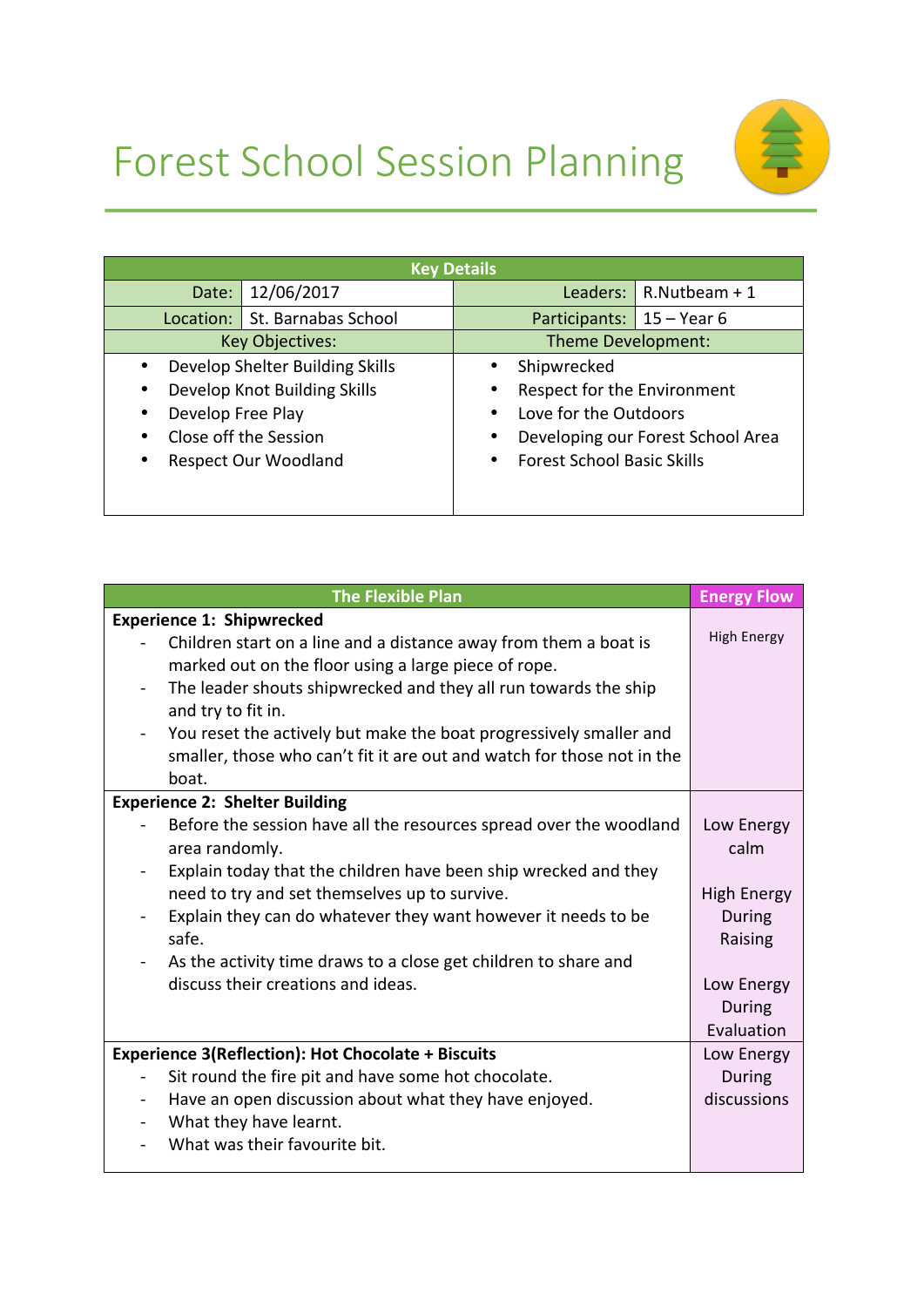# Forest School Session Planning

| Key Details | | | |
|---|---|---|---|
| Date: | 12/06/2017 | Leaders: | R.Nutbeam + 1 |
| Location: | St. Barnabas School | Participants: | 15 – Year 6 |
| Key Objectives: | | Theme Development: | |
| • Develop Shelter Building Skills<br>• Develop Knot Building Skills<br>• Develop Free Play<br>• Close off the Session<br>• Respect Our Woodland | | • Shipwrecked<br>• Respect for the Environment<br>• Love for the Outdoors<br>• Developing our Forest School Area<br>• Forest School Basic Skills | |

| The Flexible Plan | Energy Flow |
|---|---|
| **Experience 1: Shipwrecked**<br>- Children start on a line and a distance away from them a boat is marked out on the floor using a large piece of rope.<br>- The leader shouts shipwrecked and they all run towards the ship and try to fit in.<br>- You reset the actively but make the boat progressively smaller and smaller, those who can't fit it are out and watch for those not in the boat. | High Energy |
| **Experience 2: Shelter Building**<br>- Before the session have all the resources spread over the woodland area randomly.<br>- Explain today that the children have been ship wrecked and they need to try and set themselves up to survive.<br>- Explain they can do whatever they want however it needs to be safe.<br>- As the activity time draws to a close get children to share and discuss their creations and ideas. | Low Energy calm<br><br>High Energy During Raising<br><br>Low Energy During Evaluation |
| **Experience 3(Reflection): Hot Chocolate + Biscuits**<br>- Sit round the fire pit and have some hot chocolate.<br>- Have an open discussion about what they have enjoyed.<br>- What they have learnt.<br>- What was their favourite bit. | Low Energy During discussions |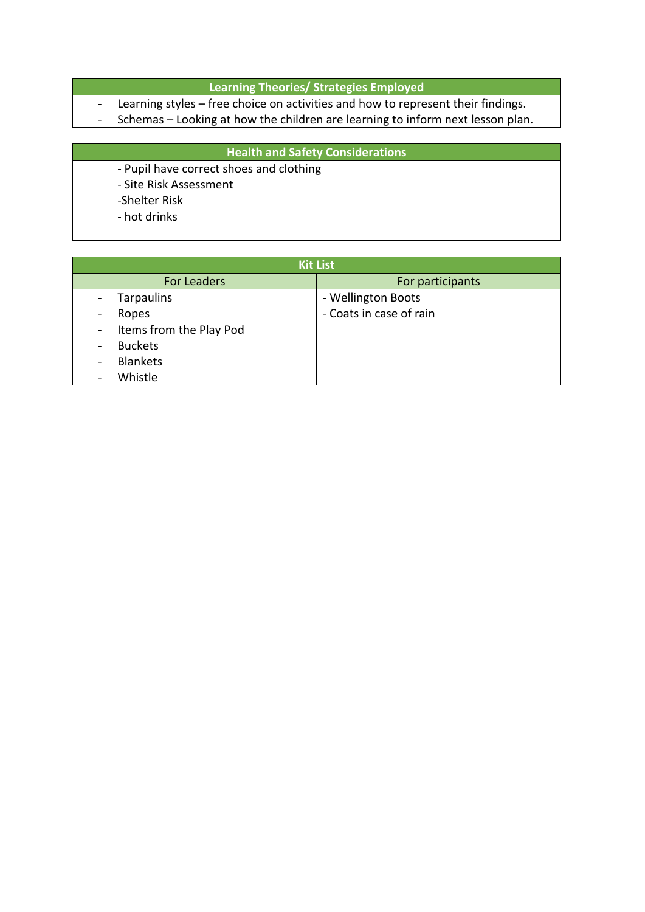## Learning Theories/ Strategies Employed

- Learning styles – free choice on activities and how to represent their findings.
- Schemas – Looking at how the children are learning to inform next lesson plan.

## Health and Safety Considerations

- Pupil have correct shoes and clothing
- Site Risk Assessment
- Shelter Risk
- hot drinks

## Kit List

| For Leaders | For participants |
|---|---|
| - Tarpaulins<br>- Ropes<br>- Items from the Play Pod<br>- Buckets<br>- Blankets<br>- Whistle | - Wellington Boots<br>- Coats in case of rain |